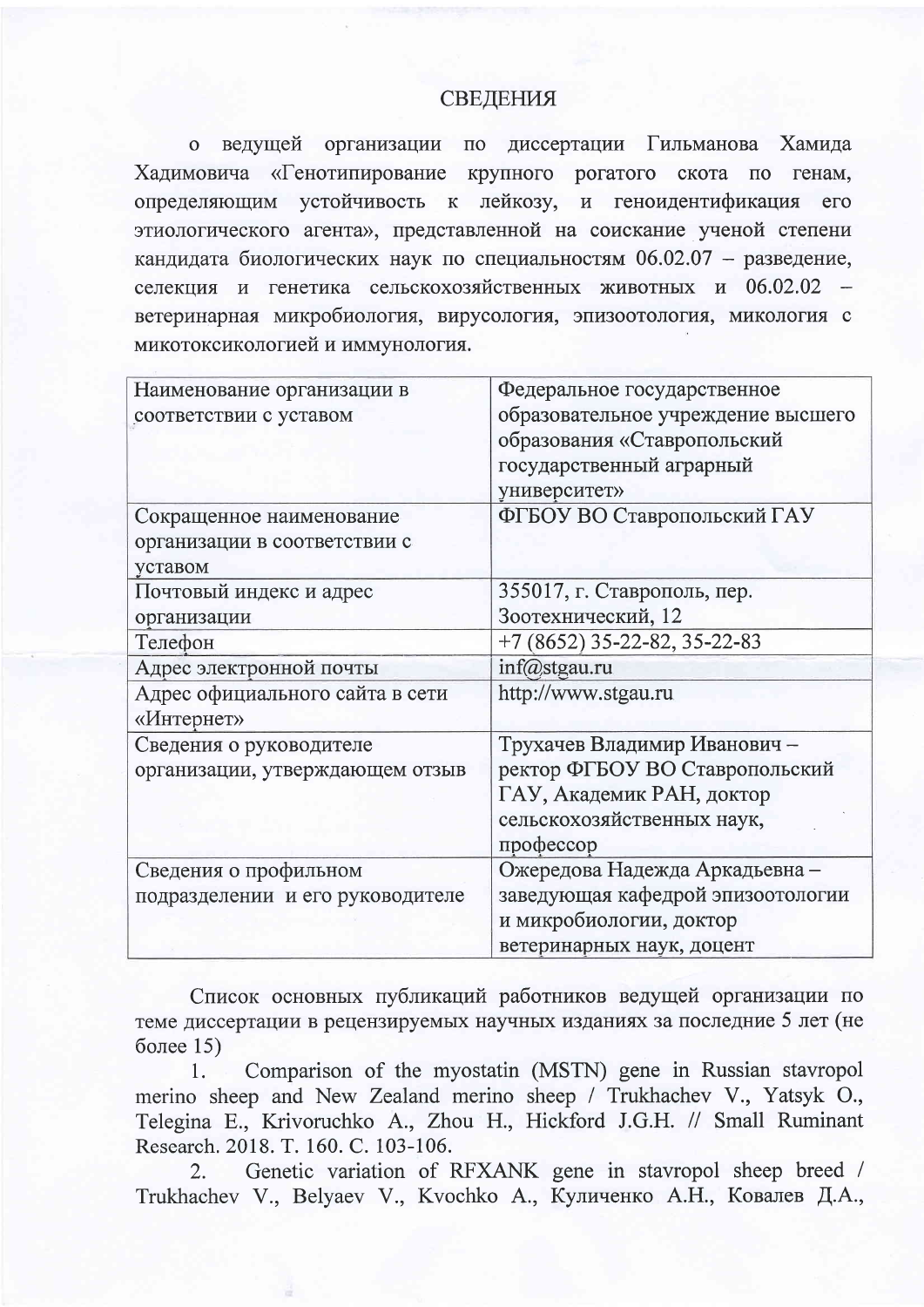# СВЕДЕНИЯ

о ведущей организации по диссертации Гильманова Хамида Хадимовича «Генотипирование крупного рогатого скота по генам, определяющим устойчивость к лейкозу, и геноидентификация его этиологического агента», представленной на соискание ученой степени кандидата биологических наук по специальностям 06.02.07 – разведение, селекция и генетика сельскохозяйственных животных и 06.02.02 – ветеринарная микробиология, вирусология, эпизоотология, микология с микотоксикологией и иммунология.

| Наименование организации в соответствии с уставом | Федеральное государственное образовательное учреждение высшего образования «Ставропольский государственный аграрный университет» |
|---|---|
| Сокращенное наименование организации в соответствии с уставом | ФГБОУ ВО Ставропольский ГАУ |
| Почтовый индекс и адрес организации | 355017, г. Ставрополь, пер. Зоотехнический, 12 |
| Телефон | +7 (8652) 35-22-82, 35-22-83 |
| Адрес электронной почты | inf@stgau.ru |
| Адрес официального сайта в сети «Интернет» | http://www.stgau.ru |
| Сведения о руководителе организации, утверждающем отзыв | Трухачев Владимир Иванович – ректор ФГБОУ ВО Ставропольский ГАУ, Академик РАН, доктор сельскохозяйственных наук, профессор |
| Сведения о профильном подразделении и его руководителе | Ожередова Надежда Аркадьевна – заведующая кафедрой эпизоотологии и микробиологии, доктор ветеринарных наук, доцент |

Список основных публикаций работников ведущей организации по теме диссертации в рецензируемых научных изданиях за последние 5 лет (не более 15)

1. Comparison of the myostatin (MSTN) gene in Russian stavropol merino sheep and New Zealand merino sheep / Trukhachev V., Yatsyk O., Telegina E., Krivoruchko A., Zhou H., Hickford J.G.H. // Small Ruminant Research. 2018. Т. 160. С. 103-106.

2. Genetic variation of RFXANK gene in stavropol sheep breed / Trukhachev V., Belyaev V., Kvochko A., Куличенко А.Н., Ковалев Д.А.,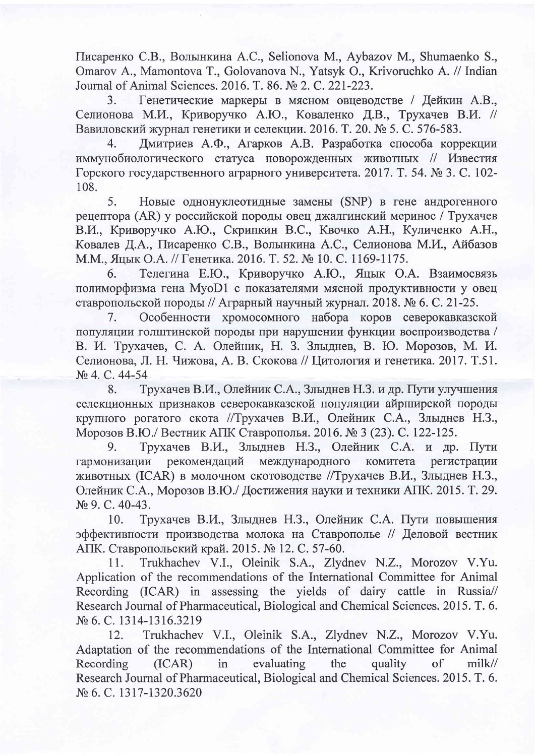Писаренко С.В., Волынкина А.С., Selionova M., Aybazov M., Shumaenko S., Omarov A., Mamontova T., Golovanova N., Yatsyk O., Krivoruchko A. // Indian Journal of Animal Sciences. 2016. Т. 86. № 2. С. 221-223.

3. Генетические маркеры в мясном овцеводстве / Дейкин А.В., Селионова М.И., Криворучко А.Ю., Коваленко Д.В., Трухачев В.И. // Вавиловский журнал генетики и селекции. 2016. Т. 20. № 5. С. 576-583.

4. Дмитриев А.Ф., Агарков А.В. Разработка способа коррекции иммунобиологического статуса новорожденных животных // Известия Горского государственного аграрного университета. 2017. Т. 54. № 3. С. 102-108.

5. Новые однонуклеотидные замены (SNP) в гене андрогенного рецептора (AR) у российской породы овец джалгинский меринос / Трухачев В.И., Криворучко А.Ю., Скрипкин В.С., Квочко А.Н., Куличенко А.Н., Ковалев Д.А., Писаренко С.В., Волынкина А.С., Селионова М.И., Айбазов М.М., Яцык О.А. // Генетика. 2016. Т. 52. № 10. С. 1169-1175.

6. Телегина Е.Ю., Криворучко А.Ю., Яцык О.А. Взаимосвязь полиморфизма гена MyoD1 с показателями мясной продуктивности у овец ставропольской породы // Аграрный научный журнал. 2018. № 6. С. 21-25.

7. Особенности хромосомного набора коров северокавказской популяции голштинской породы при нарушении функции воспроизводства / В. И. Трухачев, С. А. Олейник, Н. З. Злыднев, В. Ю. Морозов, М. И. Селионова, Л. Н. Чижова, А. В. Скокова // Цитология и генетика. 2017. Т.51. № 4. С. 44-54

8. Трухачев В.И., Олейник С.А., Злыднев Н.З. и др. Пути улучшения селекционных признаков северокавказской популяции айрширской породы крупного рогатого скота //Трухачев В.И., Олейник С.А., Злыднев Н.З., Морозов В.Ю./ Вестник АПК Ставрополья. 2016. № 3 (23). С. 122-125.

9. Трухачев В.И., Злыднев Н.З., Олейник С.А. и др. Пути гармонизации рекомендаций международного комитета регистрации животных (ICAR) в молочном скотоводстве //Трухачев В.И., Злыднев Н.З., Олейник С.А., Морозов В.Ю./ Достижения науки и техники АПК. 2015. Т. 29. № 9. С. 40-43.

10. Трухачев В.И., Злыднев Н.З., Олейник С.А. Пути повышения эффективности производства молока на Ставрополье // Деловой вестник АПК. Ставропольский край. 2015. № 12. С. 57-60.

11. Trukhachev V.I., Oleinik S.A., Zlydnev N.Z., Morozov V.Yu. Application of the recommendations of the International Committee for Animal Recording (ICAR) in assessing the yields of dairy cattle in Russia// Research Journal of Pharmaceutical, Biological and Chemical Sciences. 2015. Т. 6. № 6. С. 1314-1316.3219

12. Trukhachev V.I., Oleinik S.A., Zlydnev N.Z., Morozov V.Yu. Adaptation of the recommendations of the International Committee for Animal Recording (ICAR) in evaluating the quality of milk// Research Journal of Pharmaceutical, Biological and Chemical Sciences. 2015. Т. 6. № 6. С. 1317-1320.3620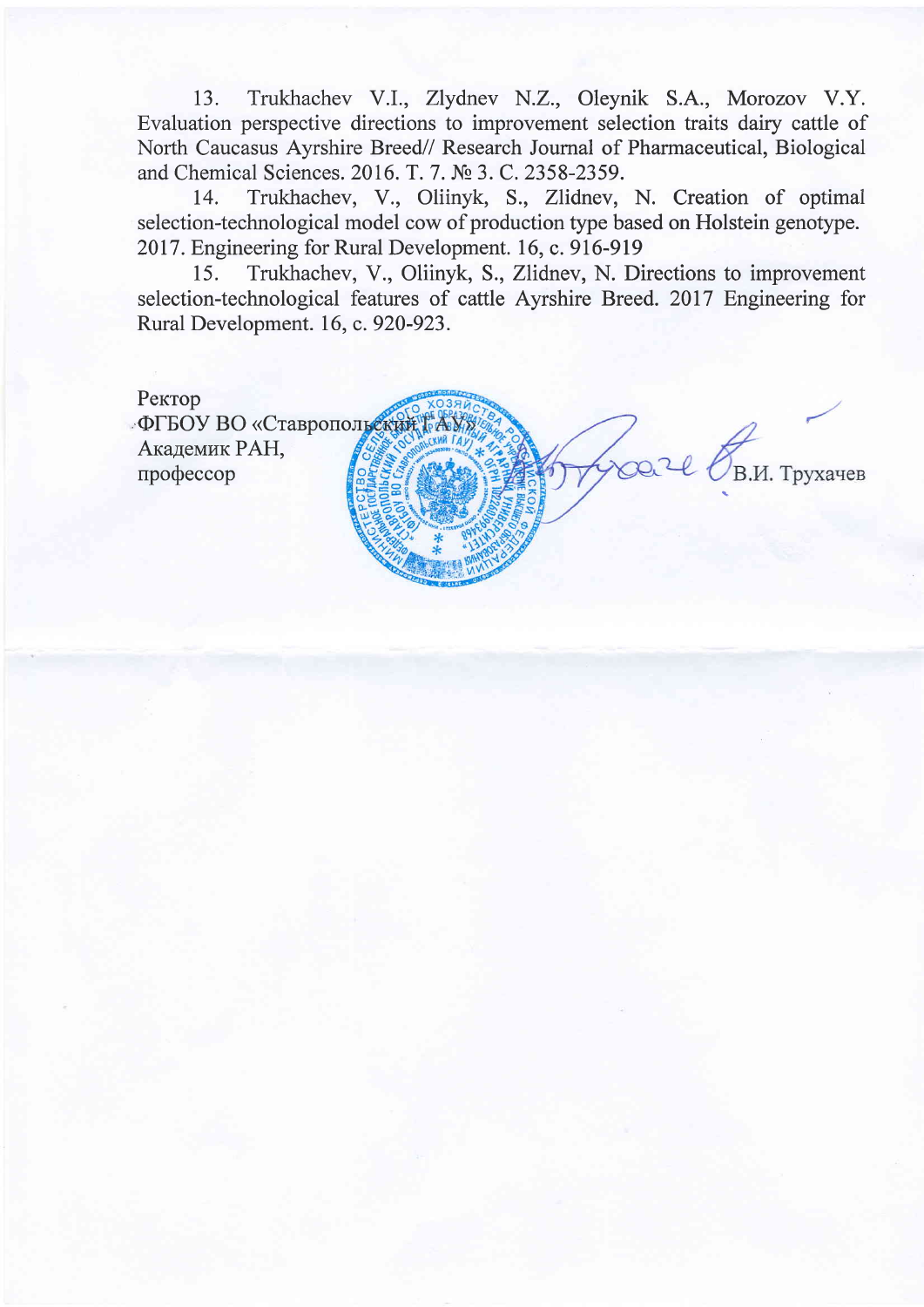13. Trukhachev V.I., Zlydnev N.Z., Oleynik S.A., Morozov V.Y. Evaluation perspective directions to improvement selection traits dairy cattle of North Caucasus Ayrshire Breed// Research Journal of Pharmaceutical, Biological and Chemical Sciences. 2016. T. 7. № 3. C. 2358-2359.

14. Trukhachev, V., Oliinyk, S., Zlidnev, N. Creation of optimal selection-technological model cow of production type based on Holstein genotype. 2017. Engineering for Rural Development. 16, c. 916-919

15. Trukhachev, V., Oliinyk, S., Zlidnev, N. Directions to improvement selection-technological features of cattle Ayrshire Breed. 2017 Engineering for Rural Development. 16, c. 920-923.

Ректор
ФГБОУ ВО «Ставропольский ГАУ»
Академик РАН,
профессор

В.И. Трухачев